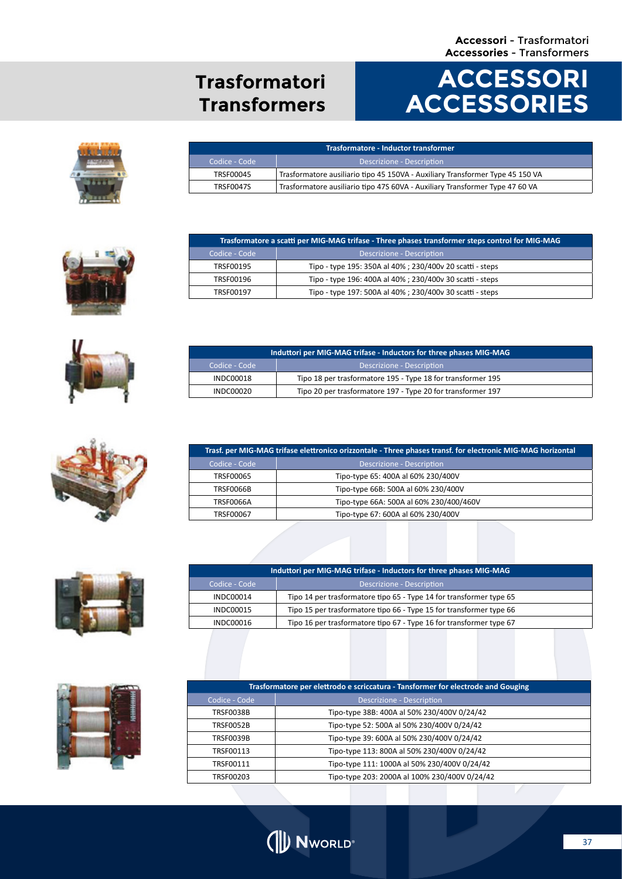# Trasformatori
# Transformers

# ACCESSORI
# ACCESSORIES

| Trasformatore - Inductor transformer | |
|---|---|
| Codice - Code | Descrizione - Description |
| TRSF00045 | Trasformatore ausiliario tipo 45 150VA - Auxiliary Transformer Type 45 150 VA |
| TRSF0047S | Trasformatore ausiliario tipo 47S 60VA - Auxiliary Transformer Type 47 60 VA |

| Trasformatore a scatti per MIG-MAG trifase - Three phases transformer steps control for MIG-MAG | |
|---|---|
| Codice - Code | Descrizione - Description |
| TRSF00195 | Tipo - type 195: 350A al 40% ; 230/400v 20 scatti - steps |
| TRSF00196 | Tipo - type 196: 400A al 40% ; 230/400v 30 scatti - steps |
| TRSF00197 | Tipo - type 197: 500A al 40% ; 230/400v 30 scatti - steps |

| Induttori per MIG-MAG trifase - Inductors for three phases MIG-MAG | |
|---|---|
| Codice - Code | Descrizione - Description |
| INDC00018 | Tipo 18 per trasformatore 195 - Type 18 for transformer 195 |
| INDC00020 | Tipo 20 per trasformatore 197 - Type 20 for transformer 197 |

| Trasf. per MIG-MAG trifase elettronico orizzontale - Three phases transf. for electronic MIG-MAG horizontal | |
|---|---|
| Codice - Code | Descrizione - Description |
| TRSF00065 | Tipo-type 65: 400A al 60% 230/400V |
| TRSF0066B | Tipo-type 66B: 500A al 60% 230/400V |
| TRSF0066A | Tipo-type 66A: 500A al 60% 230/400/460V |
| TRSF00067 | Tipo-type 67: 600A al 60% 230/400V |

| Induttori per MIG-MAG trifase - Inductors for three phases MIG-MAG | |
|---|---|
| Codice - Code | Descrizione - Description |
| INDC00014 | Tipo 14 per trasformatore tipo 65 - Type 14 for transformer type 65 |
| INDC00015 | Tipo 15 per trasformatore tipo 66 - Type 15 for transformer type 66 |
| INDC00016 | Tipo 16 per trasformatore tipo 67 - Type 16 for transformer type 67 |

| Trasformatore per elettrodo e scriccatura - Tansformer for electrode and Gouging | |
|---|---|
| Codice - Code | Descrizione - Description |
| TRSF0038B | Tipo-type 38B: 400A al 50% 230/400V 0/24/42 |
| TRSF0052B | Tipo-type 52: 500A al 50% 230/400V 0/24/42 |
| TRSF0039B | Tipo-type 39: 600A al 50% 230/400V 0/24/42 |
| TRSF00113 | Tipo-type 113: 800A al 50% 230/400V 0/24/42 |
| TRSF00111 | Tipo-type 111: 1000A al 50% 230/400V 0/24/42 |
| TRSF00203 | Tipo-type 203: 2000A al 100% 230/400V 0/24/42 |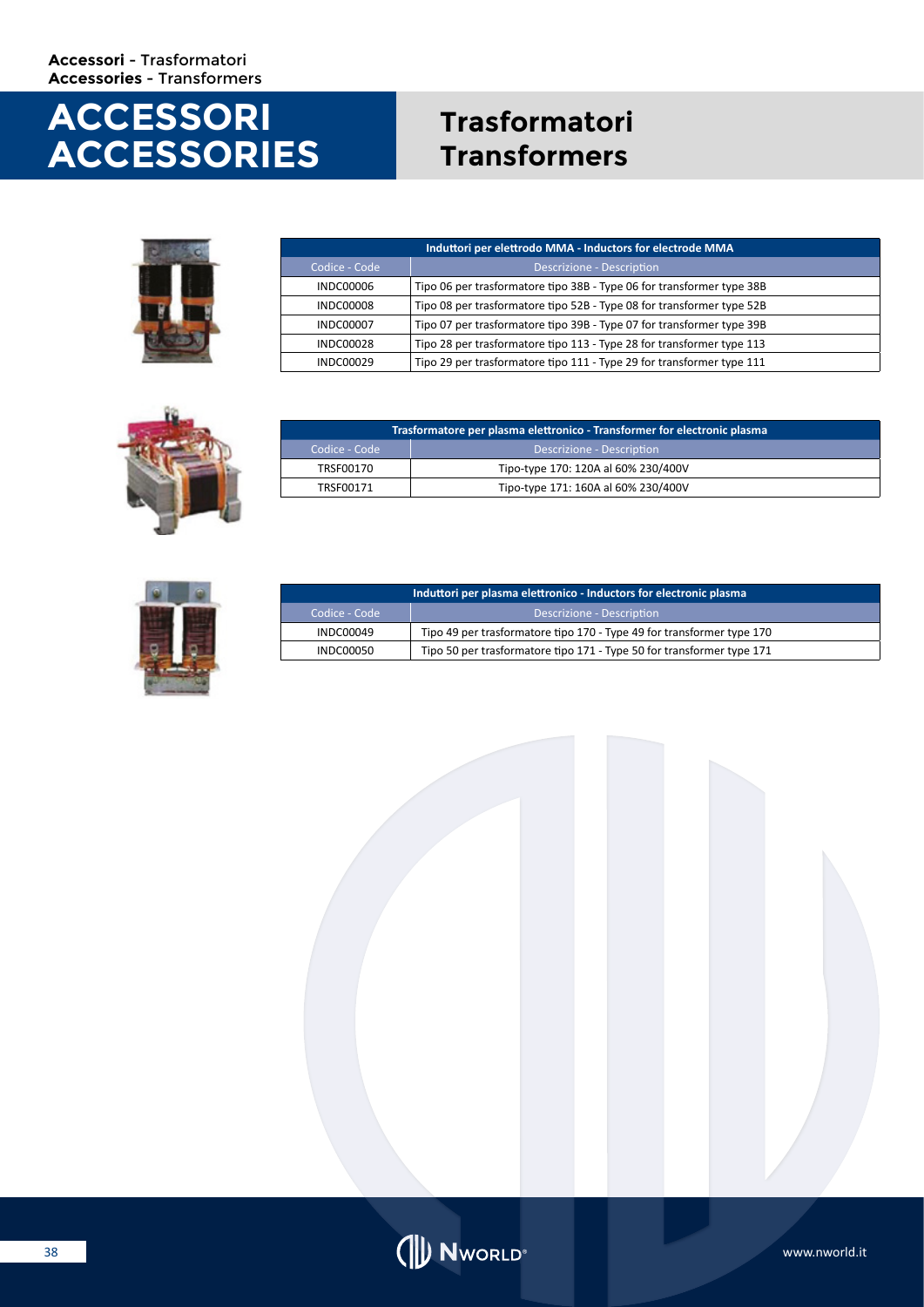# ACCESSORI ACCESSORIES

## Trasformatori Transformers

| Induttori per elettrodo MMA - Inductors for electrode MMA | |
|---|---|
| Codice - Code | Descrizione - Description |
| INDC00006 | Tipo 06 per trasformatore tipo 38B - Type 06 for transformer type 38B |
| INDC00008 | Tipo 08 per trasformatore tipo 52B - Type 08 for transformer type 52B |
| INDC00007 | Tipo 07 per trasformatore tipo 39B - Type 07 for transformer type 39B |
| INDC00028 | Tipo 28 per trasformatore tipo 113 - Type 28 for transformer type 113 |
| INDC00029 | Tipo 29 per trasformatore tipo 111 - Type 29 for transformer type 111 |

| Trasformatore per plasma elettronico - Transformer for electronic plasma | |
|---|---|
| Codice - Code | Descrizione - Description |
| TRSF00170 | Tipo-type 170: 120A al 60% 230/400V |
| TRSF00171 | Tipo-type 171: 160A al 60% 230/400V |

| Induttori per plasma elettronico - Inductors for electronic plasma | |
|---|---|
| Codice - Code | Descrizione - Description |
| INDC00049 | Tipo 49 per trasformatore tipo 170 - Type 49 for transformer type 170 |
| INDC00050 | Tipo 50 per trasformatore tipo 171 - Type 50 for transformer type 171 |